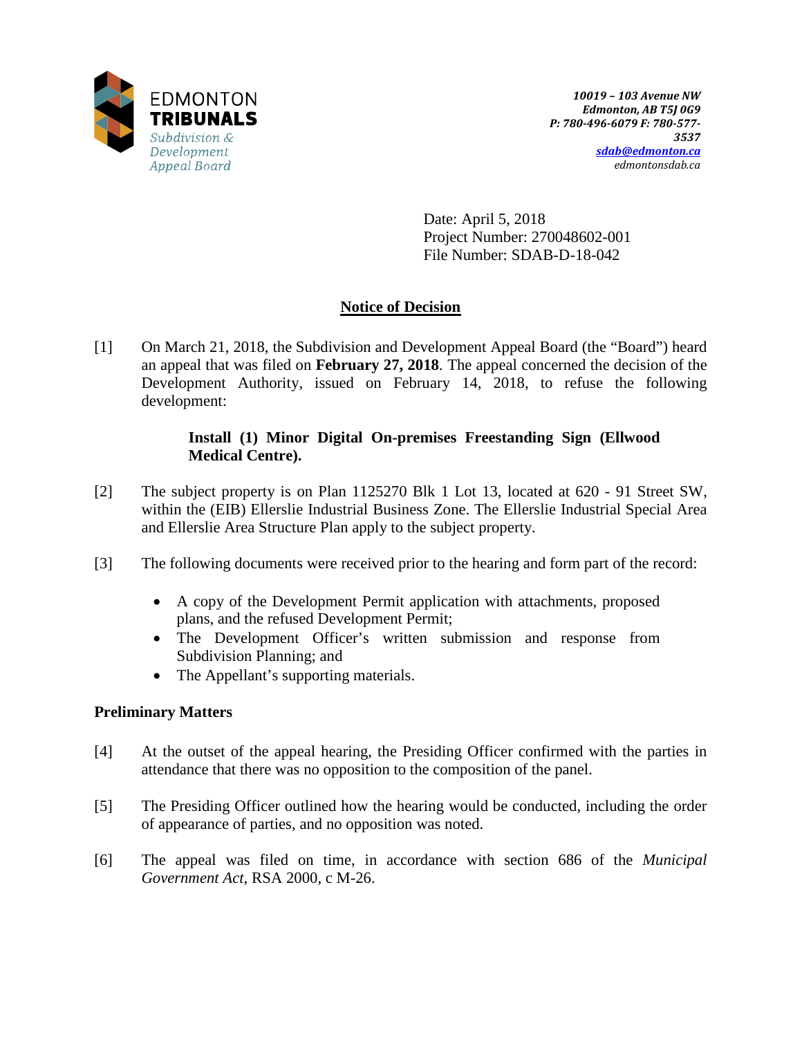EDMONTON
**TRIBUNALS**
*Subdivision & Development Appeal Board*

***10019 – 103 Avenue NW***
***Edmonton, AB T5J 0G9***
***P: 780-496-6079 F: 780-577-3537***
***sdab@edmonton.ca***
*edmontonsdab.ca*

Date: April 5, 2018
Project Number: 270048602-001
File Number: SDAB-D-18-042

## Notice of Decision

[1] On March 21, 2018, the Subdivision and Development Appeal Board (the "Board") heard an appeal that was filed on **February 27, 2018**. The appeal concerned the decision of the Development Authority, issued on February 14, 2018, to refuse the following development:

> **Install (1) Minor Digital On-premises Freestanding Sign (Ellwood Medical Centre).**

[2] The subject property is on Plan 1125270 Blk 1 Lot 13, located at 620 - 91 Street SW, within the (EIB) Ellerslie Industrial Business Zone. The Ellerslie Industrial Special Area and Ellerslie Area Structure Plan apply to the subject property.

[3] The following documents were received prior to the hearing and form part of the record:

- A copy of the Development Permit application with attachments, proposed plans, and the refused Development Permit;
- The Development Officer's written submission and response from Subdivision Planning; and
- The Appellant's supporting materials.

### Preliminary Matters

[4] At the outset of the appeal hearing, the Presiding Officer confirmed with the parties in attendance that there was no opposition to the composition of the panel.

[5] The Presiding Officer outlined how the hearing would be conducted, including the order of appearance of parties, and no opposition was noted.

[6] The appeal was filed on time, in accordance with section 686 of the *Municipal Government Act*, RSA 2000, c M-26.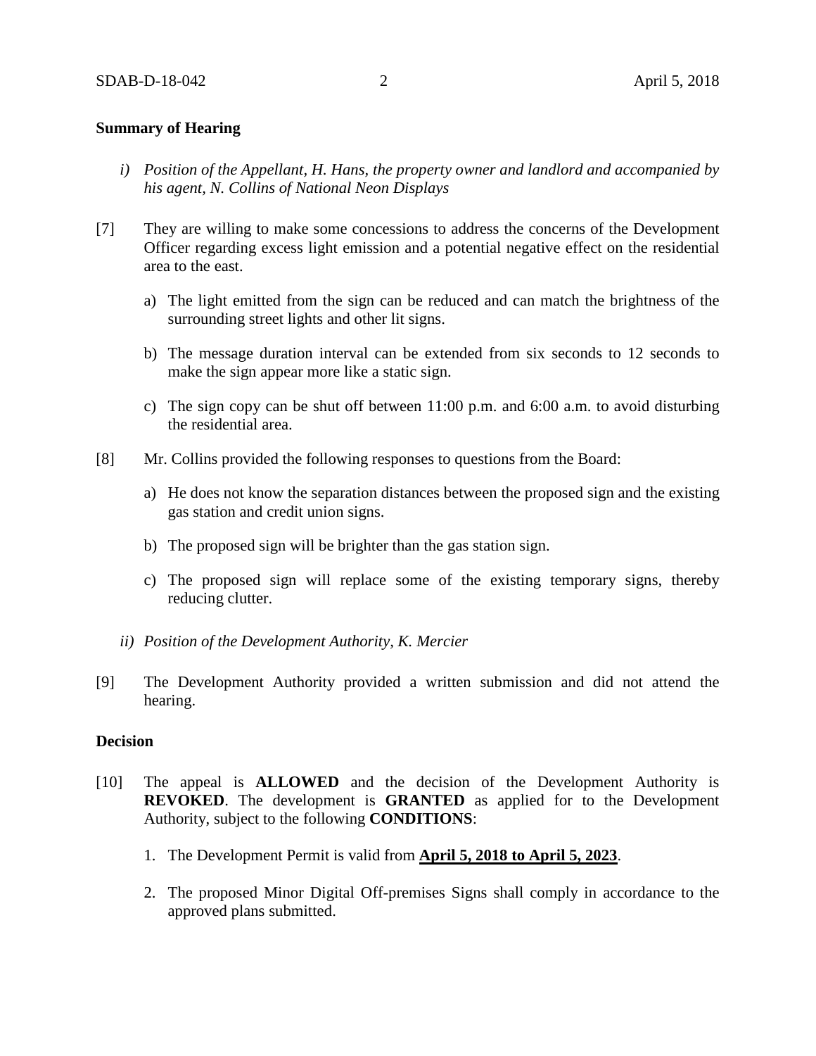**Summary of Hearing**

*i) Position of the Appellant, H. Hans, the property owner and landlord and accompanied by his agent, N. Collins of National Neon Displays*

[7] They are willing to make some concessions to address the concerns of the Development Officer regarding excess light emission and a potential negative effect on the residential area to the east.

a) The light emitted from the sign can be reduced and can match the brightness of the surrounding street lights and other lit signs.

b) The message duration interval can be extended from six seconds to 12 seconds to make the sign appear more like a static sign.

c) The sign copy can be shut off between 11:00 p.m. and 6:00 a.m. to avoid disturbing the residential area.

[8] Mr. Collins provided the following responses to questions from the Board:

a) He does not know the separation distances between the proposed sign and the existing gas station and credit union signs.

b) The proposed sign will be brighter than the gas station sign.

c) The proposed sign will replace some of the existing temporary signs, thereby reducing clutter.

*ii) Position of the Development Authority, K. Mercier*

[9] The Development Authority provided a written submission and did not attend the hearing.

**Decision**

[10] The appeal is **ALLOWED** and the decision of the Development Authority is **REVOKED**. The development is **GRANTED** as applied for to the Development Authority, subject to the following **CONDITIONS**:

1. The Development Permit is valid from **April 5, 2018 to April 5, 2023**.

2. The proposed Minor Digital Off-premises Signs shall comply in accordance to the approved plans submitted.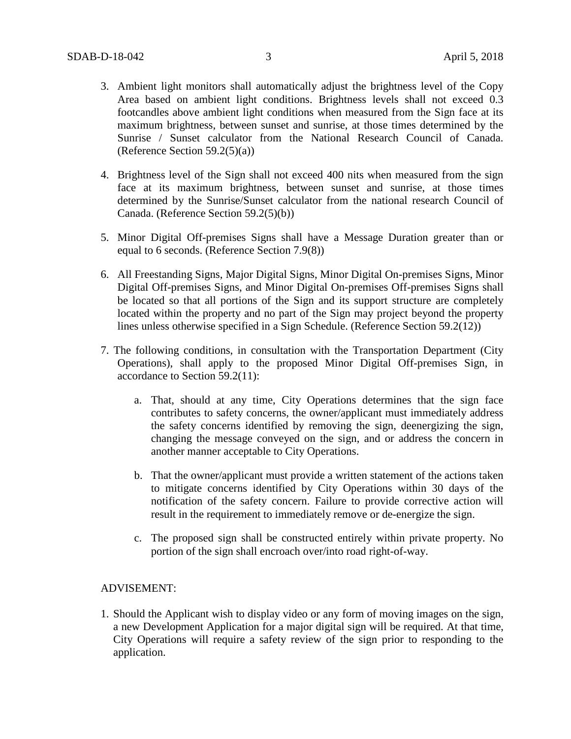3. Ambient light monitors shall automatically adjust the brightness level of the Copy Area based on ambient light conditions. Brightness levels shall not exceed 0.3 footcandles above ambient light conditions when measured from the Sign face at its maximum brightness, between sunset and sunrise, at those times determined by the Sunrise / Sunset calculator from the National Research Council of Canada. (Reference Section 59.2(5)(a))

4. Brightness level of the Sign shall not exceed 400 nits when measured from the sign face at its maximum brightness, between sunset and sunrise, at those times determined by the Sunrise/Sunset calculator from the national research Council of Canada. (Reference Section 59.2(5)(b))

5. Minor Digital Off-premises Signs shall have a Message Duration greater than or equal to 6 seconds. (Reference Section 7.9(8))

6. All Freestanding Signs, Major Digital Signs, Minor Digital On-premises Signs, Minor Digital Off-premises Signs, and Minor Digital On-premises Off-premises Signs shall be located so that all portions of the Sign and its support structure are completely located within the property and no part of the Sign may project beyond the property lines unless otherwise specified in a Sign Schedule. (Reference Section 59.2(12))

7. The following conditions, in consultation with the Transportation Department (City Operations), shall apply to the proposed Minor Digital Off-premises Sign, in accordance to Section 59.2(11):

   a. That, should at any time, City Operations determines that the sign face contributes to safety concerns, the owner/applicant must immediately address the safety concerns identified by removing the sign, deenergizing the sign, changing the message conveyed on the sign, and or address the concern in another manner acceptable to City Operations.

   b. That the owner/applicant must provide a written statement of the actions taken to mitigate concerns identified by City Operations within 30 days of the notification of the safety concern. Failure to provide corrective action will result in the requirement to immediately remove or de-energize the sign.

   c. The proposed sign shall be constructed entirely within private property. No portion of the sign shall encroach over/into road right-of-way.

ADVISEMENT:

1. Should the Applicant wish to display video or any form of moving images on the sign, a new Development Application for a major digital sign will be required. At that time, City Operations will require a safety review of the sign prior to responding to the application.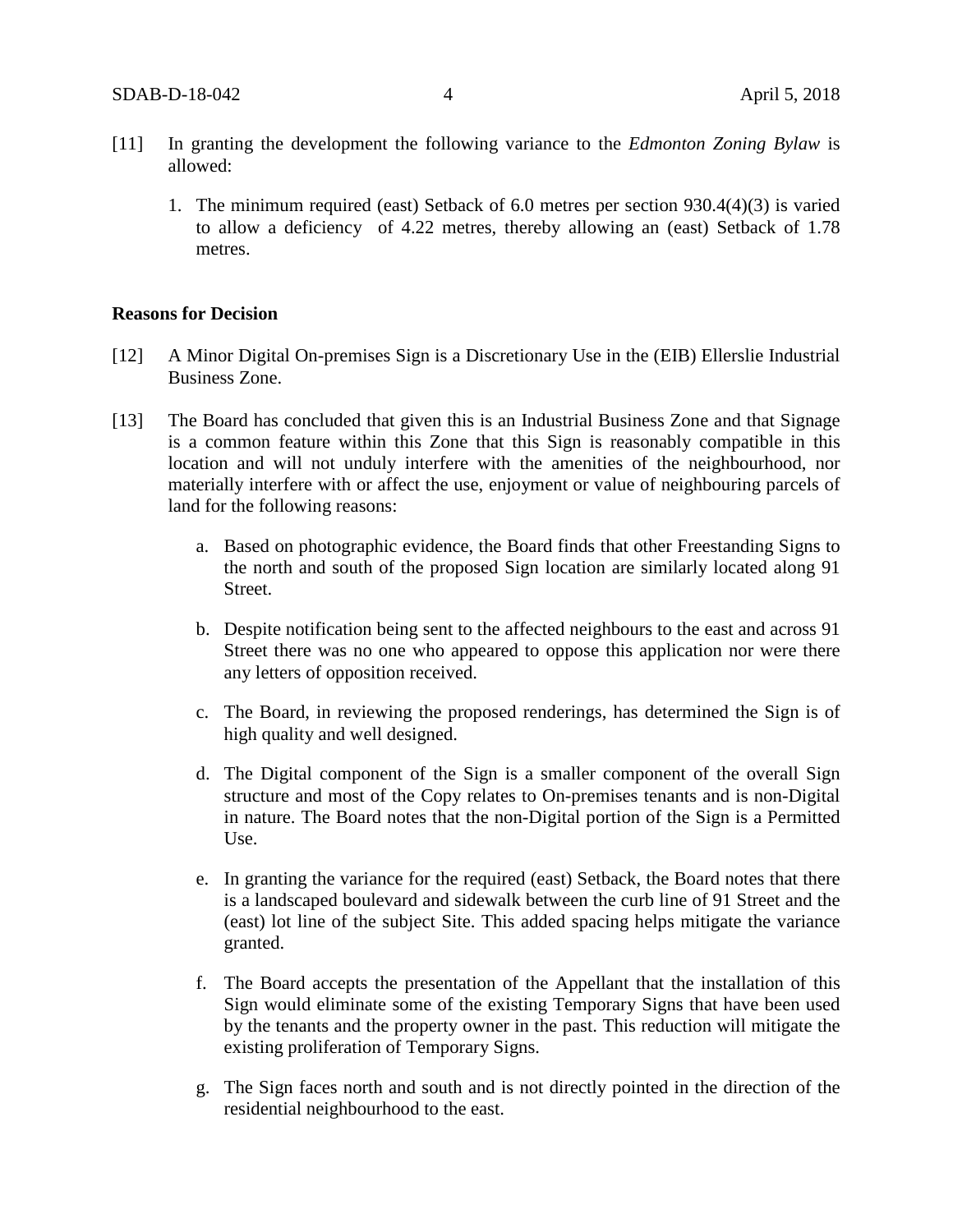[11] In granting the development the following variance to the *Edmonton Zoning Bylaw* is allowed:

1. The minimum required (east) Setback of 6.0 metres per section 930.4(4)(3) is varied to allow a deficiency of 4.22 metres, thereby allowing an (east) Setback of 1.78 metres.

**Reasons for Decision**

[12] A Minor Digital On-premises Sign is a Discretionary Use in the (EIB) Ellerslie Industrial Business Zone.

[13] The Board has concluded that given this is an Industrial Business Zone and that Signage is a common feature within this Zone that this Sign is reasonably compatible in this location and will not unduly interfere with the amenities of the neighbourhood, nor materially interfere with or affect the use, enjoyment or value of neighbouring parcels of land for the following reasons:

a. Based on photographic evidence, the Board finds that other Freestanding Signs to the north and south of the proposed Sign location are similarly located along 91 Street.

b. Despite notification being sent to the affected neighbours to the east and across 91 Street there was no one who appeared to oppose this application nor were there any letters of opposition received.

c. The Board, in reviewing the proposed renderings, has determined the Sign is of high quality and well designed.

d. The Digital component of the Sign is a smaller component of the overall Sign structure and most of the Copy relates to On-premises tenants and is non-Digital in nature. The Board notes that the non-Digital portion of the Sign is a Permitted Use.

e. In granting the variance for the required (east) Setback, the Board notes that there is a landscaped boulevard and sidewalk between the curb line of 91 Street and the (east) lot line of the subject Site. This added spacing helps mitigate the variance granted.

f. The Board accepts the presentation of the Appellant that the installation of this Sign would eliminate some of the existing Temporary Signs that have been used by the tenants and the property owner in the past. This reduction will mitigate the existing proliferation of Temporary Signs.

g. The Sign faces north and south and is not directly pointed in the direction of the residential neighbourhood to the east.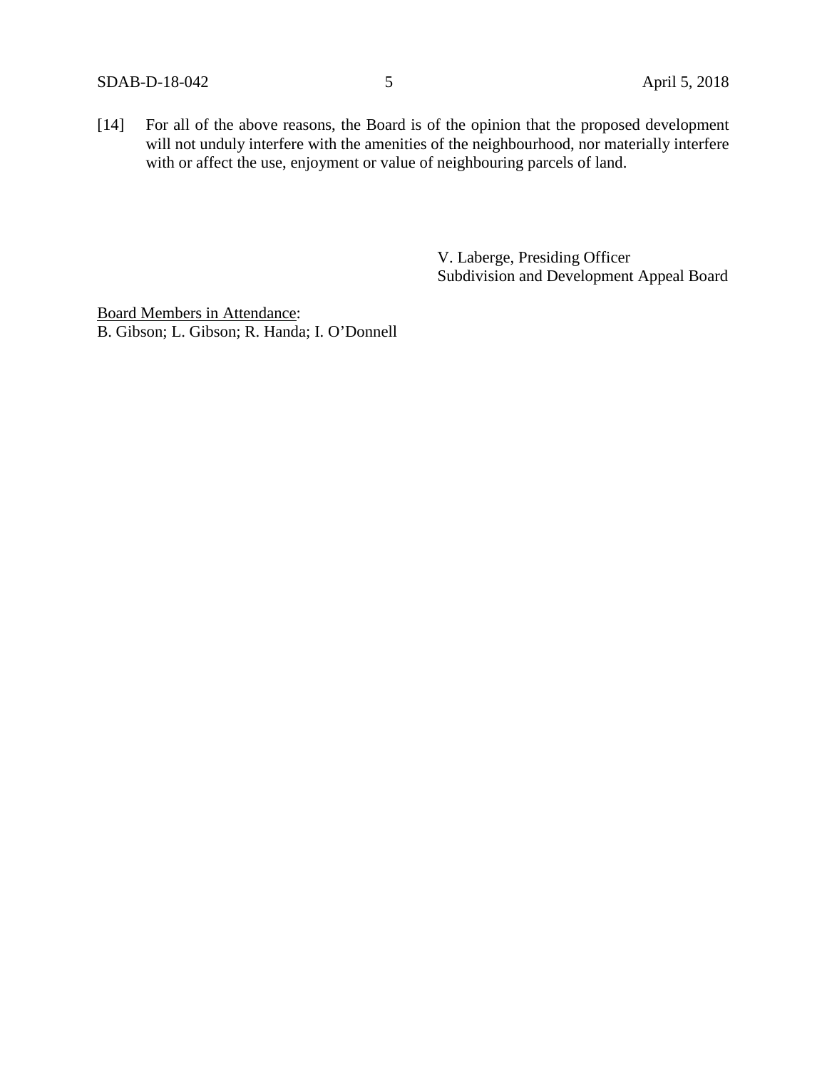[14] For all of the above reasons, the Board is of the opinion that the proposed development will not unduly interfere with the amenities of the neighbourhood, nor materially interfere with or affect the use, enjoyment or value of neighbouring parcels of land.

V. Laberge, Presiding Officer
Subdivision and Development Appeal Board

Board Members in Attendance:
B. Gibson; L. Gibson; R. Handa; I. O'Donnell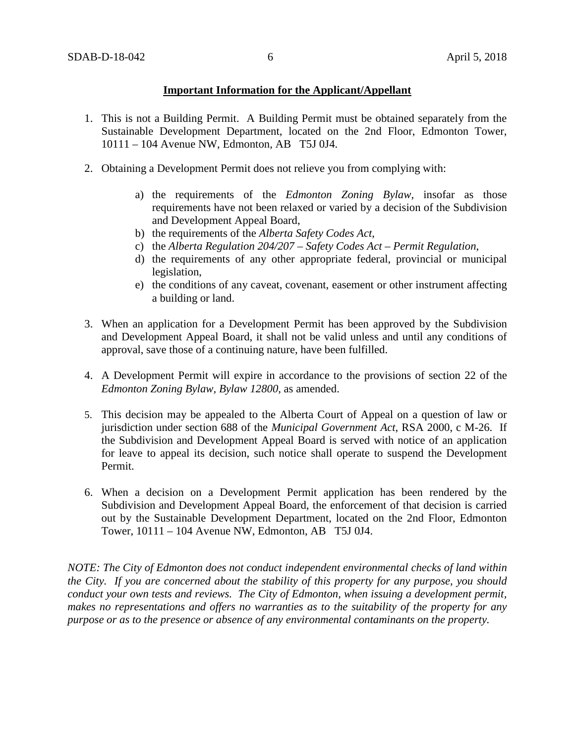**Important Information for the Applicant/Appellant**

1. This is not a Building Permit. A Building Permit must be obtained separately from the Sustainable Development Department, located on the 2nd Floor, Edmonton Tower, 10111 – 104 Avenue NW, Edmonton, AB T5J 0J4.

2. Obtaining a Development Permit does not relieve you from complying with:

    a) the requirements of the *Edmonton Zoning Bylaw*, insofar as those requirements have not been relaxed or varied by a decision of the Subdivision and Development Appeal Board,
    b) the requirements of the *Alberta Safety Codes Act*,
    c) the *Alberta Regulation 204/207 – Safety Codes Act – Permit Regulation*,
    d) the requirements of any other appropriate federal, provincial or municipal legislation,
    e) the conditions of any caveat, covenant, easement or other instrument affecting a building or land.

3. When an application for a Development Permit has been approved by the Subdivision and Development Appeal Board, it shall not be valid unless and until any conditions of approval, save those of a continuing nature, have been fulfilled.

4. A Development Permit will expire in accordance to the provisions of section 22 of the *Edmonton Zoning Bylaw, Bylaw 12800*, as amended.

5. This decision may be appealed to the Alberta Court of Appeal on a question of law or jurisdiction under section 688 of the *Municipal Government Act*, RSA 2000, c M-26. If the Subdivision and Development Appeal Board is served with notice of an application for leave to appeal its decision, such notice shall operate to suspend the Development Permit.

6. When a decision on a Development Permit application has been rendered by the Subdivision and Development Appeal Board, the enforcement of that decision is carried out by the Sustainable Development Department, located on the 2nd Floor, Edmonton Tower, 10111 – 104 Avenue NW, Edmonton, AB T5J 0J4.

*NOTE: The City of Edmonton does not conduct independent environmental checks of land within the City. If you are concerned about the stability of this property for any purpose, you should conduct your own tests and reviews. The City of Edmonton, when issuing a development permit, makes no representations and offers no warranties as to the suitability of the property for any purpose or as to the presence or absence of any environmental contaminants on the property.*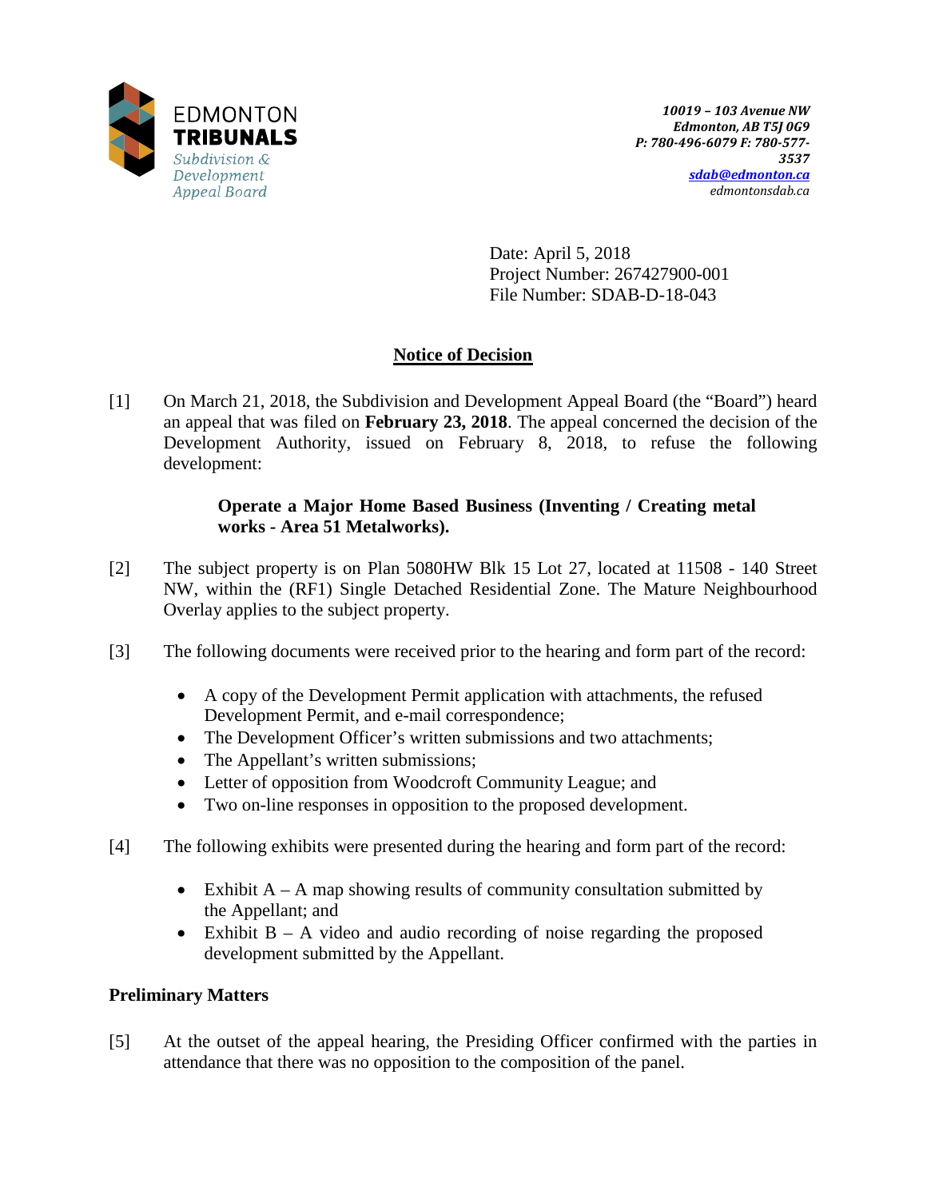EDMONTON
**TRIBUNALS**
*Subdivision & Development Appeal Board*

***10019 – 103 Avenue NW***
***Edmonton, AB T5J 0G9***
***P: 780-496-6079 F: 780-577-3537***
***sdab@edmonton.ca***
*edmontonsdab.ca*

Date: April 5, 2018
Project Number: 267427900-001
File Number: SDAB-D-18-043

## Notice of Decision

[1] On March 21, 2018, the Subdivision and Development Appeal Board (the "Board") heard an appeal that was filed on **February 23, 2018**. The appeal concerned the decision of the Development Authority, issued on February 8, 2018, to refuse the following development:

> **Operate a Major Home Based Business (Inventing / Creating metal works - Area 51 Metalworks).**

[2] The subject property is on Plan 5080HW Blk 15 Lot 27, located at 11508 - 140 Street NW, within the (RF1) Single Detached Residential Zone. The Mature Neighbourhood Overlay applies to the subject property.

[3] The following documents were received prior to the hearing and form part of the record:

- A copy of the Development Permit application with attachments, the refused Development Permit, and e-mail correspondence;
- The Development Officer's written submissions and two attachments;
- The Appellant's written submissions;
- Letter of opposition from Woodcroft Community League; and
- Two on-line responses in opposition to the proposed development.

[4] The following exhibits were presented during the hearing and form part of the record:

- Exhibit A – A map showing results of community consultation submitted by the Appellant; and
- Exhibit B – A video and audio recording of noise regarding the proposed development submitted by the Appellant.

### Preliminary Matters

[5] At the outset of the appeal hearing, the Presiding Officer confirmed with the parties in attendance that there was no opposition to the composition of the panel.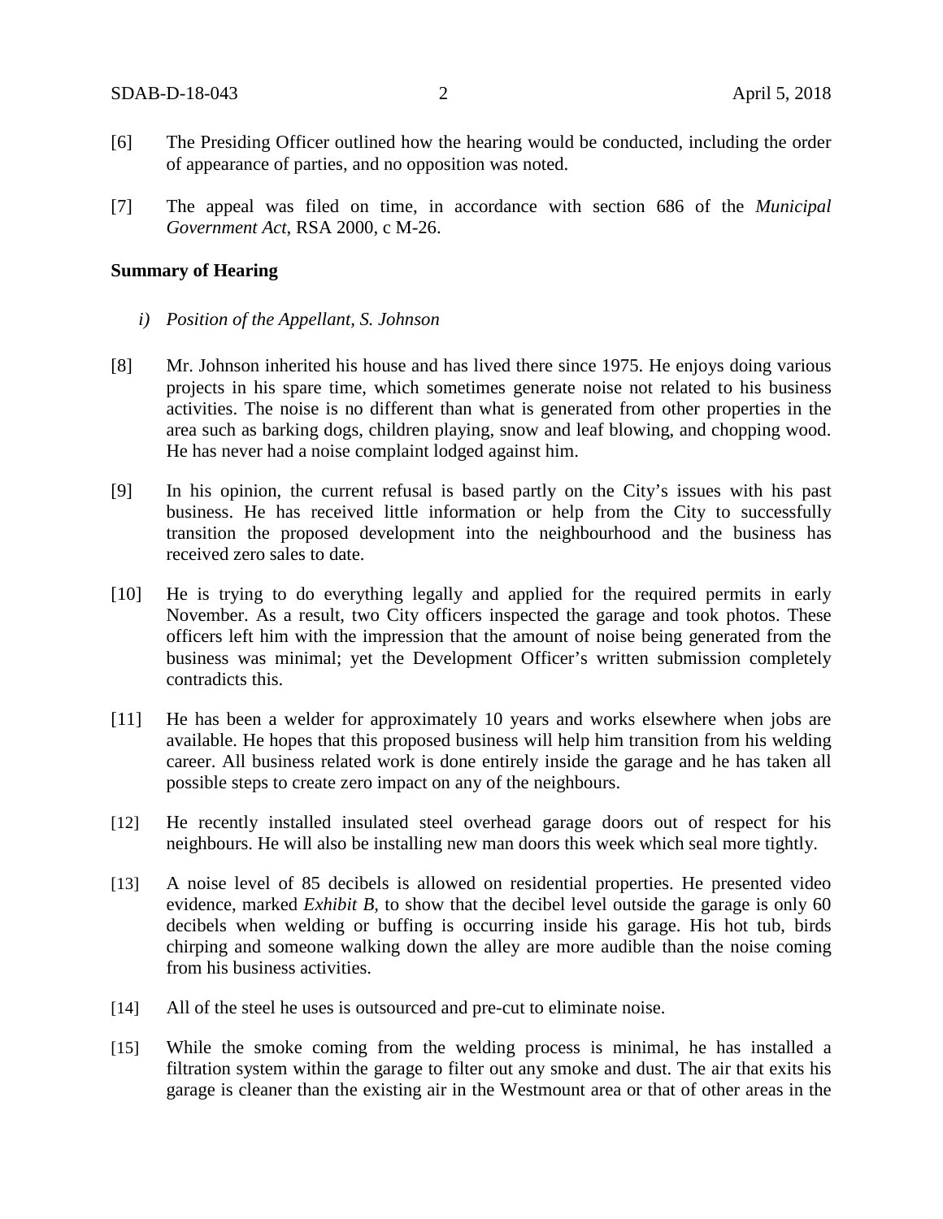[6] The Presiding Officer outlined how the hearing would be conducted, including the order of appearance of parties, and no opposition was noted.

[7] The appeal was filed on time, in accordance with section 686 of the *Municipal Government Act*, RSA 2000, c M-26.

**Summary of Hearing**

*i) Position of the Appellant, S. Johnson*

[8] Mr. Johnson inherited his house and has lived there since 1975. He enjoys doing various projects in his spare time, which sometimes generate noise not related to his business activities. The noise is no different than what is generated from other properties in the area such as barking dogs, children playing, snow and leaf blowing, and chopping wood. He has never had a noise complaint lodged against him.

[9] In his opinion, the current refusal is based partly on the City's issues with his past business. He has received little information or help from the City to successfully transition the proposed development into the neighbourhood and the business has received zero sales to date.

[10] He is trying to do everything legally and applied for the required permits in early November. As a result, two City officers inspected the garage and took photos. These officers left him with the impression that the amount of noise being generated from the business was minimal; yet the Development Officer's written submission completely contradicts this.

[11] He has been a welder for approximately 10 years and works elsewhere when jobs are available. He hopes that this proposed business will help him transition from his welding career. All business related work is done entirely inside the garage and he has taken all possible steps to create zero impact on any of the neighbours.

[12] He recently installed insulated steel overhead garage doors out of respect for his neighbours. He will also be installing new man doors this week which seal more tightly.

[13] A noise level of 85 decibels is allowed on residential properties. He presented video evidence, marked *Exhibit B*, to show that the decibel level outside the garage is only 60 decibels when welding or buffing is occurring inside his garage. His hot tub, birds chirping and someone walking down the alley are more audible than the noise coming from his business activities.

[14] All of the steel he uses is outsourced and pre-cut to eliminate noise.

[15] While the smoke coming from the welding process is minimal, he has installed a filtration system within the garage to filter out any smoke and dust. The air that exits his garage is cleaner than the existing air in the Westmount area or that of other areas in the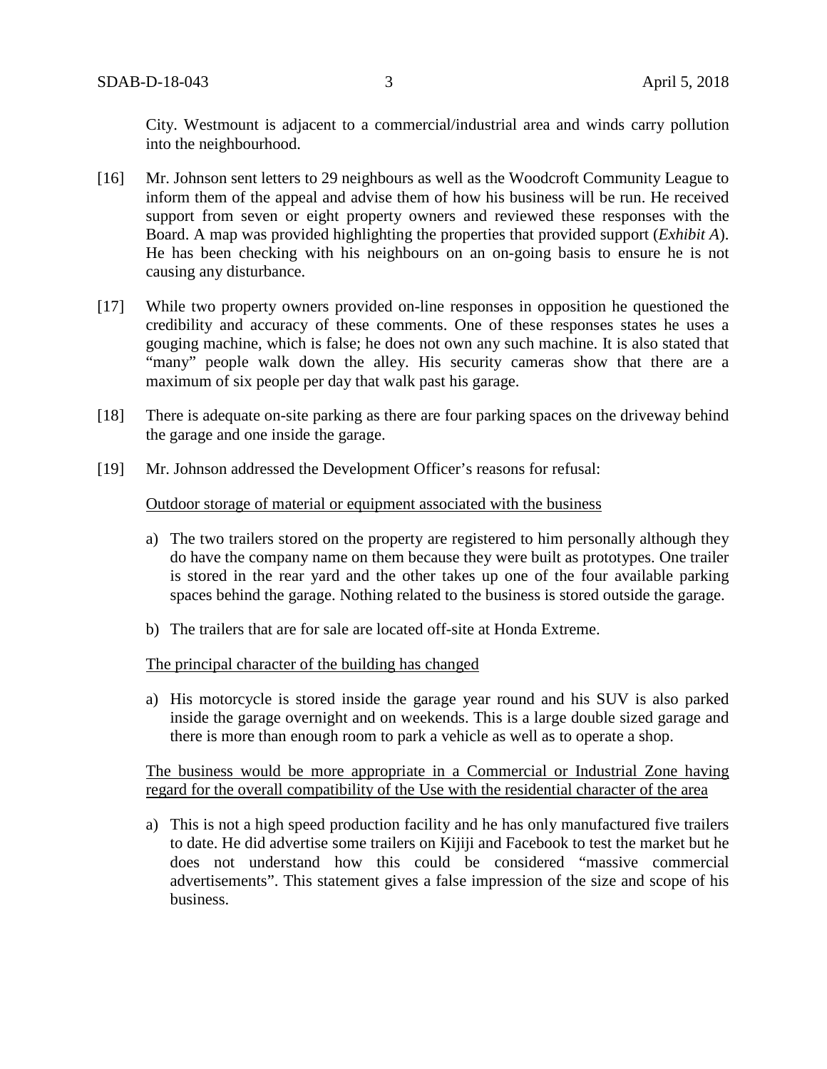City. Westmount is adjacent to a commercial/industrial area and winds carry pollution into the neighbourhood.

[16] Mr. Johnson sent letters to 29 neighbours as well as the Woodcroft Community League to inform them of the appeal and advise them of how his business will be run. He received support from seven or eight property owners and reviewed these responses with the Board. A map was provided highlighting the properties that provided support (*Exhibit A*). He has been checking with his neighbours on an on-going basis to ensure he is not causing any disturbance.

[17] While two property owners provided on-line responses in opposition he questioned the credibility and accuracy of these comments. One of these responses states he uses a gouging machine, which is false; he does not own any such machine. It is also stated that "many" people walk down the alley. His security cameras show that there are a maximum of six people per day that walk past his garage.

[18] There is adequate on-site parking as there are four parking spaces on the driveway behind the garage and one inside the garage.

[19] Mr. Johnson addressed the Development Officer's reasons for refusal:

<u>Outdoor storage of material or equipment associated with the business</u>

a) The two trailers stored on the property are registered to him personally although they do have the company name on them because they were built as prototypes. One trailer is stored in the rear yard and the other takes up one of the four available parking spaces behind the garage. Nothing related to the business is stored outside the garage.

b) The trailers that are for sale are located off-site at Honda Extreme.

<u>The principal character of the building has changed</u>

a) His motorcycle is stored inside the garage year round and his SUV is also parked inside the garage overnight and on weekends. This is a large double sized garage and there is more than enough room to park a vehicle as well as to operate a shop.

<u>The business would be more appropriate in a Commercial or Industrial Zone having regard for the overall compatibility of the Use with the residential character of the area</u>

a) This is not a high speed production facility and he has only manufactured five trailers to date. He did advertise some trailers on Kijiji and Facebook to test the market but he does not understand how this could be considered "massive commercial advertisements". This statement gives a false impression of the size and scope of his business.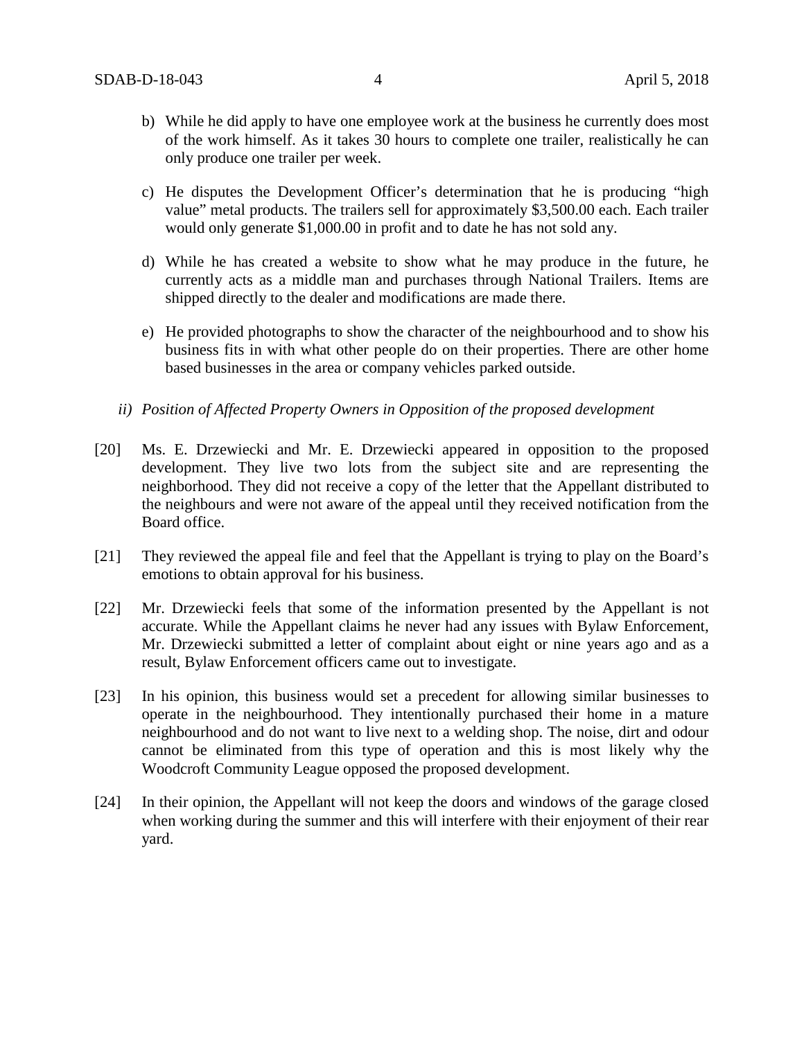b) While he did apply to have one employee work at the business he currently does most of the work himself. As it takes 30 hours to complete one trailer, realistically he can only produce one trailer per week.

c) He disputes the Development Officer's determination that he is producing "high value" metal products. The trailers sell for approximately $3,500.00 each. Each trailer would only generate $1,000.00 in profit and to date he has not sold any.

d) While he has created a website to show what he may produce in the future, he currently acts as a middle man and purchases through National Trailers. Items are shipped directly to the dealer and modifications are made there.

e) He provided photographs to show the character of the neighbourhood and to show his business fits in with what other people do on their properties. There are other home based businesses in the area or company vehicles parked outside.

*ii) Position of Affected Property Owners in Opposition of the proposed development*

[20] Ms. E. Drzewiecki and Mr. E. Drzewiecki appeared in opposition to the proposed development. They live two lots from the subject site and are representing the neighborhood. They did not receive a copy of the letter that the Appellant distributed to the neighbours and were not aware of the appeal until they received notification from the Board office.

[21] They reviewed the appeal file and feel that the Appellant is trying to play on the Board's emotions to obtain approval for his business.

[22] Mr. Drzewiecki feels that some of the information presented by the Appellant is not accurate. While the Appellant claims he never had any issues with Bylaw Enforcement, Mr. Drzewiecki submitted a letter of complaint about eight or nine years ago and as a result, Bylaw Enforcement officers came out to investigate.

[23] In his opinion, this business would set a precedent for allowing similar businesses to operate in the neighbourhood. They intentionally purchased their home in a mature neighbourhood and do not want to live next to a welding shop. The noise, dirt and odour cannot be eliminated from this type of operation and this is most likely why the Woodcroft Community League opposed the proposed development.

[24] In their opinion, the Appellant will not keep the doors and windows of the garage closed when working during the summer and this will interfere with their enjoyment of their rear yard.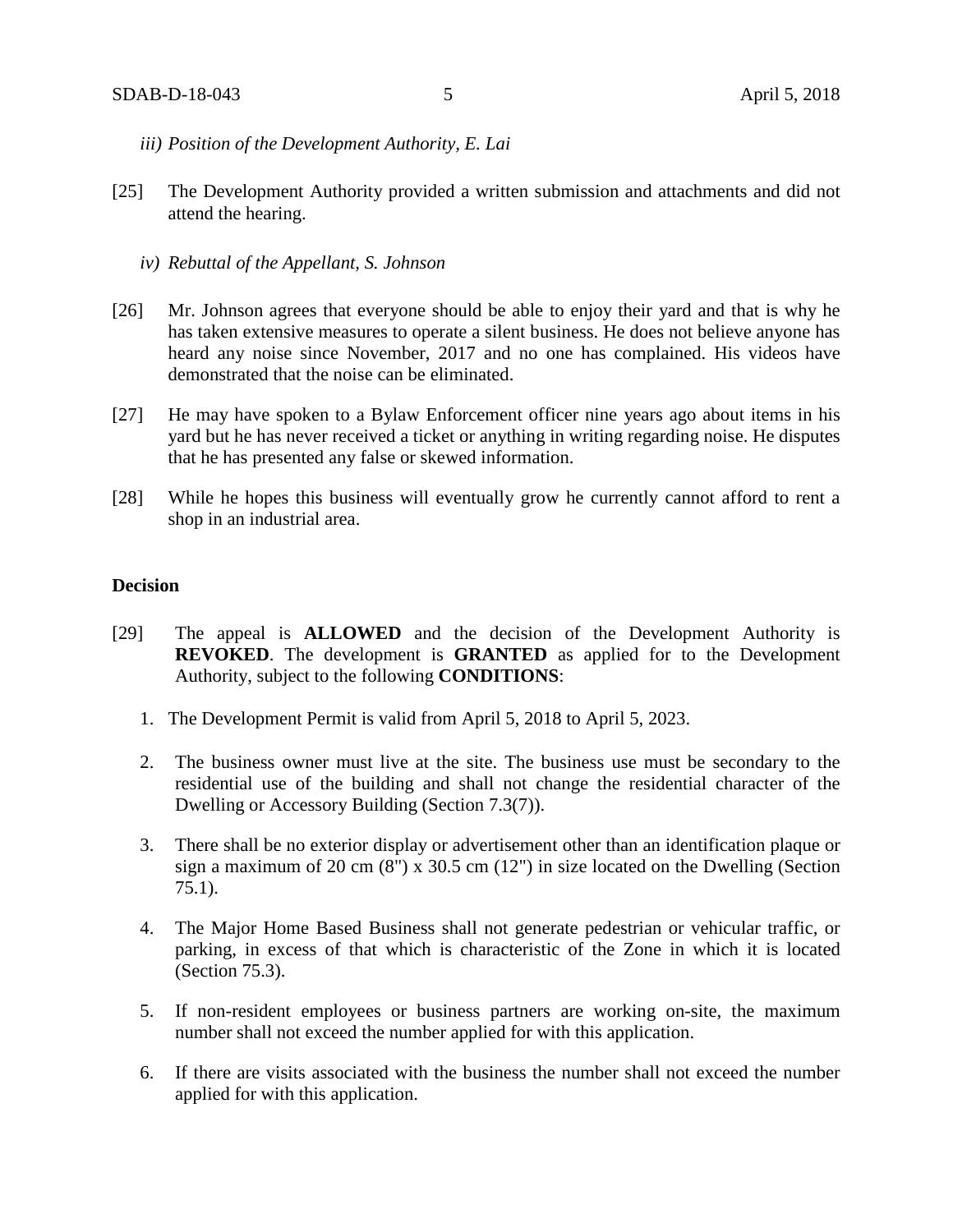*iii) Position of the Development Authority, E. Lai*

[25] The Development Authority provided a written submission and attachments and did not attend the hearing.

*iv) Rebuttal of the Appellant, S. Johnson*

[26] Mr. Johnson agrees that everyone should be able to enjoy their yard and that is why he has taken extensive measures to operate a silent business. He does not believe anyone has heard any noise since November, 2017 and no one has complained. His videos have demonstrated that the noise can be eliminated.

[27] He may have spoken to a Bylaw Enforcement officer nine years ago about items in his yard but he has never received a ticket or anything in writing regarding noise. He disputes that he has presented any false or skewed information.

[28] While he hopes this business will eventually grow he currently cannot afford to rent a shop in an industrial area.

## Decision

[29] The appeal is **ALLOWED** and the decision of the Development Authority is **REVOKED**. The development is **GRANTED** as applied for to the Development Authority, subject to the following **CONDITIONS**:

1. The Development Permit is valid from April 5, 2018 to April 5, 2023.
2. The business owner must live at the site. The business use must be secondary to the residential use of the building and shall not change the residential character of the Dwelling or Accessory Building (Section 7.3(7)).
3. There shall be no exterior display or advertisement other than an identification plaque or sign a maximum of 20 cm (8") x 30.5 cm (12") in size located on the Dwelling (Section 75.1).
4. The Major Home Based Business shall not generate pedestrian or vehicular traffic, or parking, in excess of that which is characteristic of the Zone in which it is located (Section 75.3).
5. If non-resident employees or business partners are working on-site, the maximum number shall not exceed the number applied for with this application.
6. If there are visits associated with the business the number shall not exceed the number applied for with this application.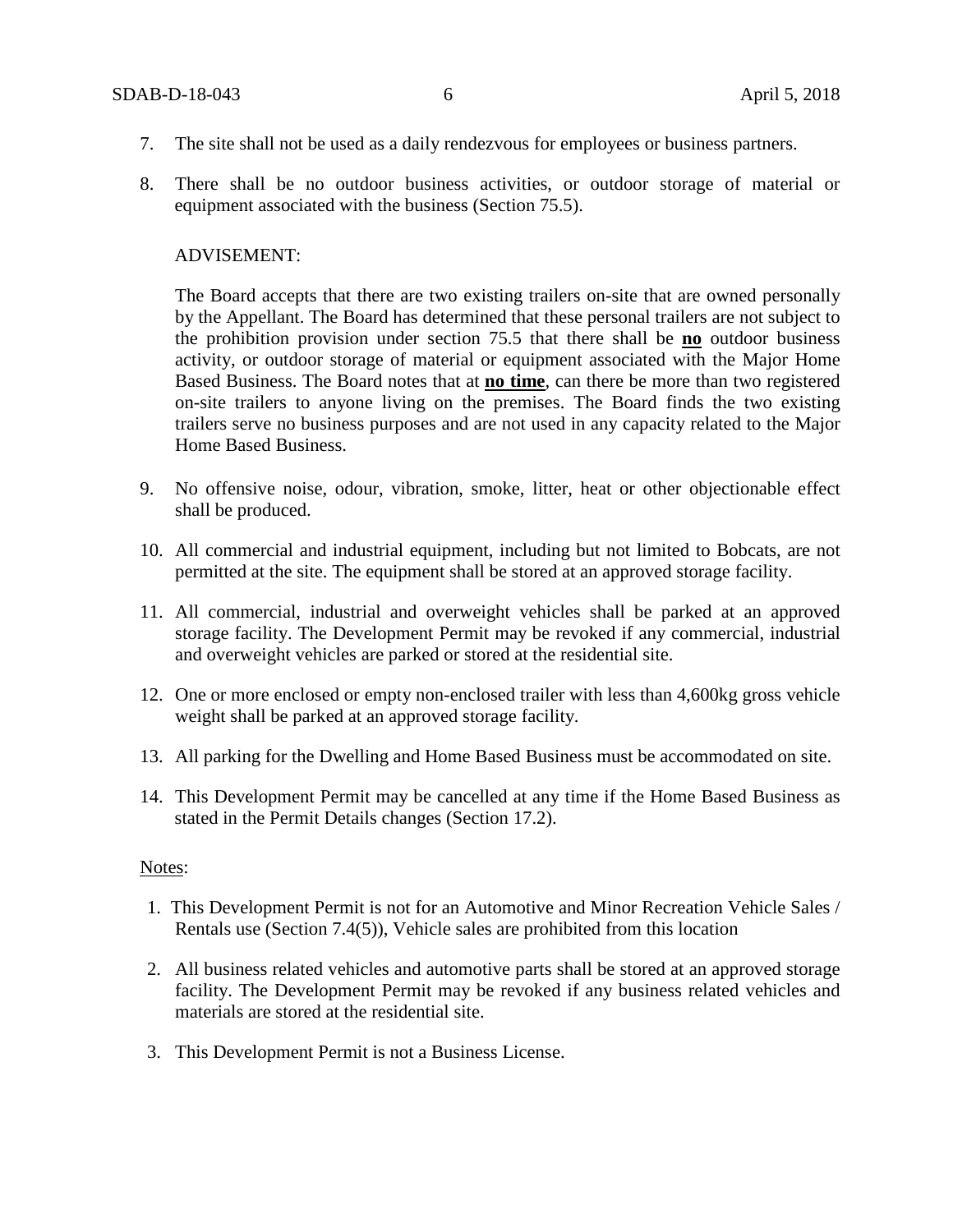7. The site shall not be used as a daily rendezvous for employees or business partners.

8. There shall be no outdoor business activities, or outdoor storage of material or equipment associated with the business (Section 75.5).

   ADVISEMENT:

   The Board accepts that there are two existing trailers on-site that are owned personally by the Appellant. The Board has determined that these personal trailers are not subject to the prohibition provision under section 75.5 that there shall be **no** outdoor business activity, or outdoor storage of material or equipment associated with the Major Home Based Business. The Board notes that at **no time**, can there be more than two registered on-site trailers to anyone living on the premises. The Board finds the two existing trailers serve no business purposes and are not used in any capacity related to the Major Home Based Business.

9. No offensive noise, odour, vibration, smoke, litter, heat or other objectionable effect shall be produced.

10. All commercial and industrial equipment, including but not limited to Bobcats, are not permitted at the site. The equipment shall be stored at an approved storage facility.

11. All commercial, industrial and overweight vehicles shall be parked at an approved storage facility. The Development Permit may be revoked if any commercial, industrial and overweight vehicles are parked or stored at the residential site.

12. One or more enclosed or empty non-enclosed trailer with less than 4,600kg gross vehicle weight shall be parked at an approved storage facility.

13. All parking for the Dwelling and Home Based Business must be accommodated on site.

14. This Development Permit may be cancelled at any time if the Home Based Business as stated in the Permit Details changes (Section 17.2).

Notes:

1. This Development Permit is not for an Automotive and Minor Recreation Vehicle Sales / Rentals use (Section 7.4(5)), Vehicle sales are prohibited from this location

2. All business related vehicles and automotive parts shall be stored at an approved storage facility. The Development Permit may be revoked if any business related vehicles and materials are stored at the residential site.

3. This Development Permit is not a Business License.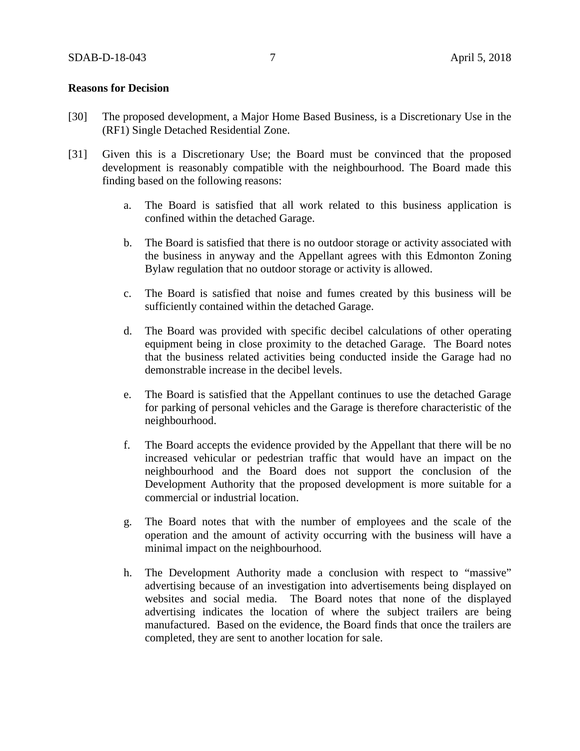**Reasons for Decision**

[30] The proposed development, a Major Home Based Business, is a Discretionary Use in the (RF1) Single Detached Residential Zone.

[31] Given this is a Discretionary Use; the Board must be convinced that the proposed development is reasonably compatible with the neighbourhood. The Board made this finding based on the following reasons:

a. The Board is satisfied that all work related to this business application is confined within the detached Garage.

b. The Board is satisfied that there is no outdoor storage or activity associated with the business in anyway and the Appellant agrees with this Edmonton Zoning Bylaw regulation that no outdoor storage or activity is allowed.

c. The Board is satisfied that noise and fumes created by this business will be sufficiently contained within the detached Garage.

d. The Board was provided with specific decibel calculations of other operating equipment being in close proximity to the detached Garage. The Board notes that the business related activities being conducted inside the Garage had no demonstrable increase in the decibel levels.

e. The Board is satisfied that the Appellant continues to use the detached Garage for parking of personal vehicles and the Garage is therefore characteristic of the neighbourhood.

f. The Board accepts the evidence provided by the Appellant that there will be no increased vehicular or pedestrian traffic that would have an impact on the neighbourhood and the Board does not support the conclusion of the Development Authority that the proposed development is more suitable for a commercial or industrial location.

g. The Board notes that with the number of employees and the scale of the operation and the amount of activity occurring with the business will have a minimal impact on the neighbourhood.

h. The Development Authority made a conclusion with respect to "massive" advertising because of an investigation into advertisements being displayed on websites and social media. The Board notes that none of the displayed advertising indicates the location of where the subject trailers are being manufactured. Based on the evidence, the Board finds that once the trailers are completed, they are sent to another location for sale.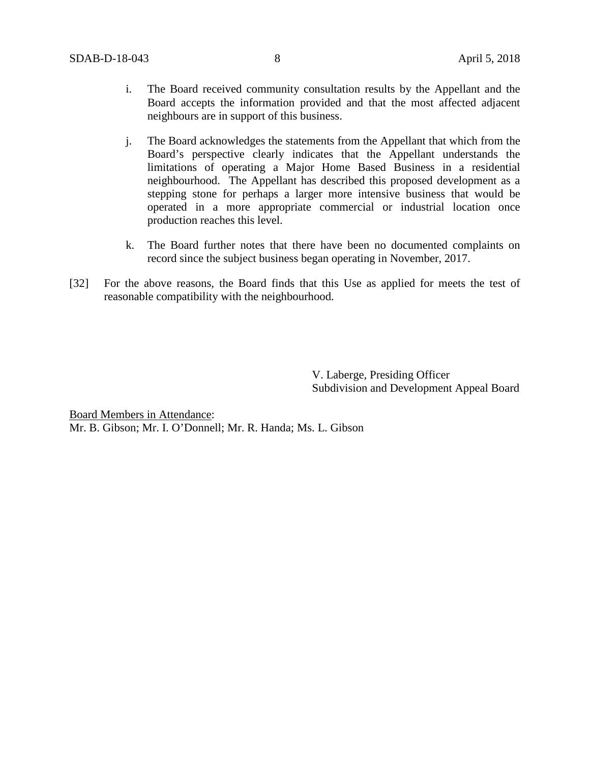i. The Board received community consultation results by the Appellant and the Board accepts the information provided and that the most affected adjacent neighbours are in support of this business.

j. The Board acknowledges the statements from the Appellant that which from the Board's perspective clearly indicates that the Appellant understands the limitations of operating a Major Home Based Business in a residential neighbourhood. The Appellant has described this proposed development as a stepping stone for perhaps a larger more intensive business that would be operated in a more appropriate commercial or industrial location once production reaches this level.

k. The Board further notes that there have been no documented complaints on record since the subject business began operating in November, 2017.

[32] For the above reasons, the Board finds that this Use as applied for meets the test of reasonable compatibility with the neighbourhood.

V. Laberge, Presiding Officer
Subdivision and Development Appeal Board

<u>Board Members in Attendance</u>:
Mr. B. Gibson; Mr. I. O'Donnell; Mr. R. Handa; Ms. L. Gibson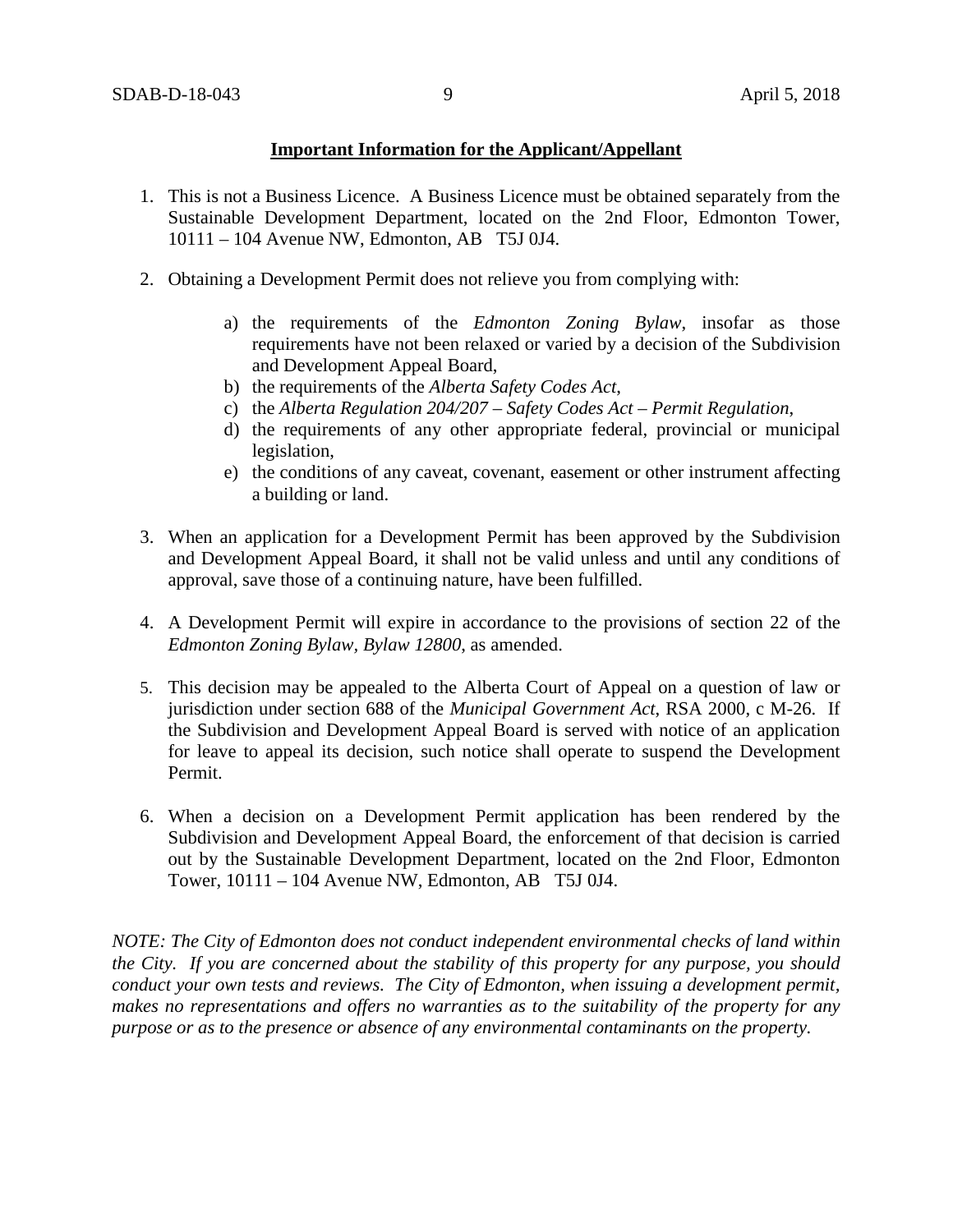**Important Information for the Applicant/Appellant**

1. This is not a Business Licence. A Business Licence must be obtained separately from the Sustainable Development Department, located on the 2nd Floor, Edmonton Tower, 10111 – 104 Avenue NW, Edmonton, AB T5J 0J4.

2. Obtaining a Development Permit does not relieve you from complying with:

    a) the requirements of the *Edmonton Zoning Bylaw*, insofar as those requirements have not been relaxed or varied by a decision of the Subdivision and Development Appeal Board,
    b) the requirements of the *Alberta Safety Codes Act*,
    c) the *Alberta Regulation 204/207 – Safety Codes Act – Permit Regulation*,
    d) the requirements of any other appropriate federal, provincial or municipal legislation,
    e) the conditions of any caveat, covenant, easement or other instrument affecting a building or land.

3. When an application for a Development Permit has been approved by the Subdivision and Development Appeal Board, it shall not be valid unless and until any conditions of approval, save those of a continuing nature, have been fulfilled.

4. A Development Permit will expire in accordance to the provisions of section 22 of the *Edmonton Zoning Bylaw, Bylaw 12800*, as amended.

5. This decision may be appealed to the Alberta Court of Appeal on a question of law or jurisdiction under section 688 of the *Municipal Government Act*, RSA 2000, c M-26. If the Subdivision and Development Appeal Board is served with notice of an application for leave to appeal its decision, such notice shall operate to suspend the Development Permit.

6. When a decision on a Development Permit application has been rendered by the Subdivision and Development Appeal Board, the enforcement of that decision is carried out by the Sustainable Development Department, located on the 2nd Floor, Edmonton Tower, 10111 – 104 Avenue NW, Edmonton, AB T5J 0J4.

*NOTE: The City of Edmonton does not conduct independent environmental checks of land within the City. If you are concerned about the stability of this property for any purpose, you should conduct your own tests and reviews. The City of Edmonton, when issuing a development permit, makes no representations and offers no warranties as to the suitability of the property for any purpose or as to the presence or absence of any environmental contaminants on the property.*